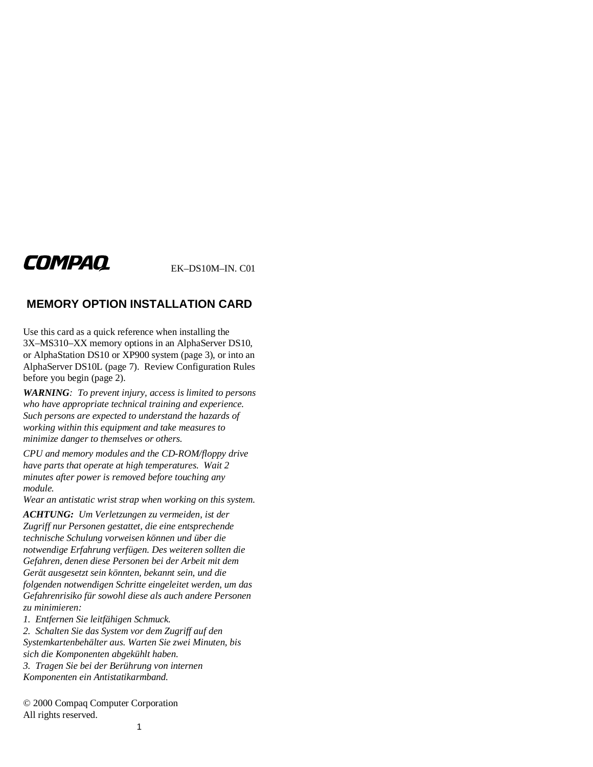COMPAQ

EK–DS10M–IN. C01

# MEMORY OPTION INSTALLATION CARD

Use this card as a quick reference when installing the 3X–MS310–XX memory options in an AlphaServer DS10, or AlphaStation DS10 or XP900 system (page 3), or into an AlphaServer DS10L (page 7). Review Configuration Rules before you begin (page 2).

***WARNING****: To prevent injury, access is limited to persons who have appropriate technical training and experience. Such persons are expected to understand the hazards of working within this equipment and take measures to minimize danger to themselves or others.*

*CPU and memory modules and the CD-ROM/floppy drive have parts that operate at high temperatures. Wait 2 minutes after power is removed before touching any module.*
*Wear an antistatic wrist strap when working on this system.*

***ACHTUNG:*** *Um Verletzungen zu vermeiden, ist der Zugriff nur Personen gestattet, die eine entsprechende technische Schulung vorweisen können und über die notwendige Erfahrung verfügen. Des weiteren sollten die Gefahren, denen diese Personen bei der Arbeit mit dem Gerät ausgesetzt sein könnten, bekannt sein, und die folgenden notwendigen Schritte eingeleitet werden, um das Gefahrenrisiko für sowohl diese als auch andere Personen zu minimieren:*

*1. Entfernen Sie leitfähigen Schmuck.*
*2. Schalten Sie das System vor dem Zugriff auf den Systemkartenbehälter aus. Warten Sie zwei Minuten, bis sich die Komponenten abgekühlt haben.*
*3. Tragen Sie bei der Berührung von internen Komponenten ein Antistatikarmband.*

© 2000 Compaq Computer Corporation
All rights reserved.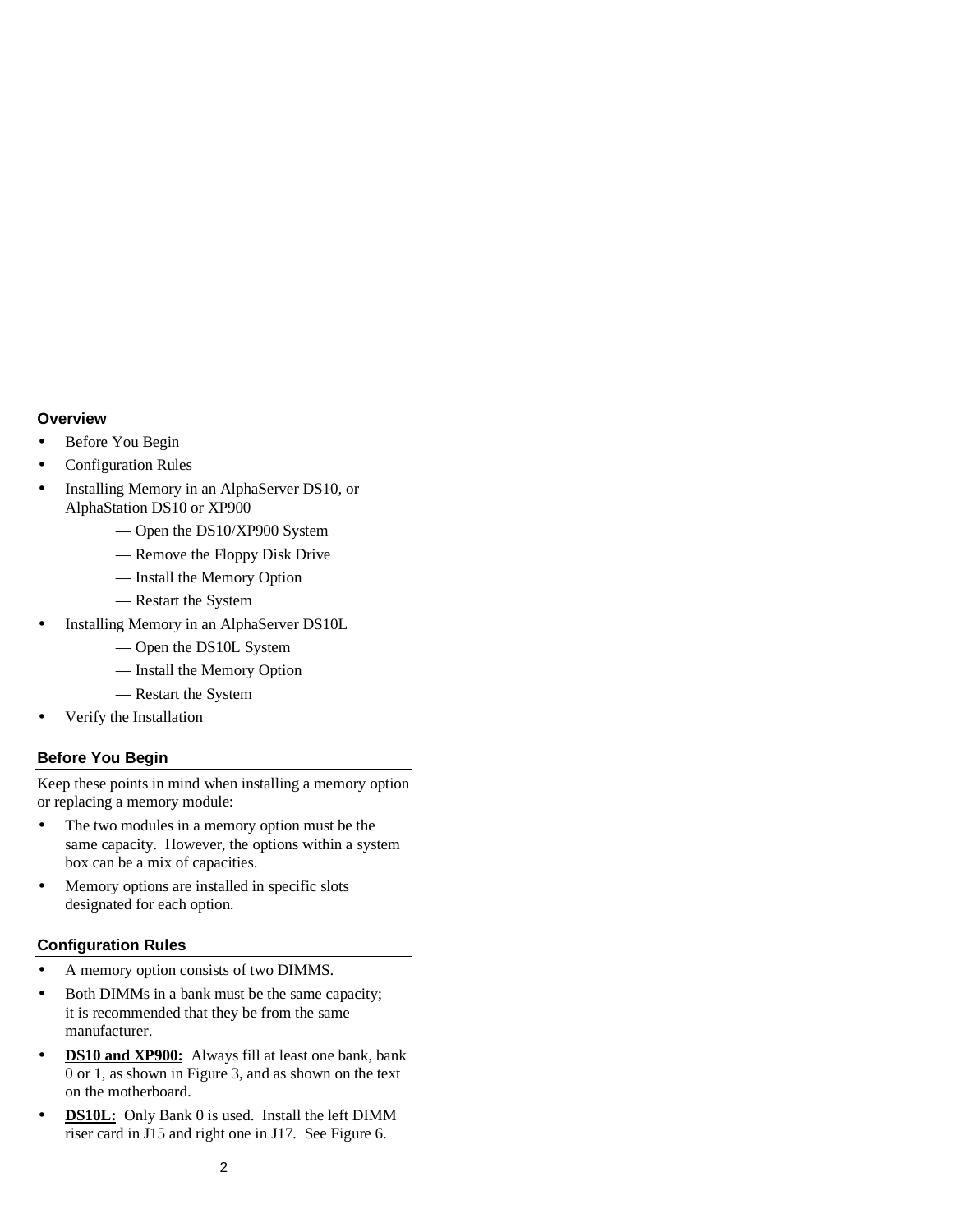## Overview

- Before You Begin
- Configuration Rules
- Installing Memory in an AlphaServer DS10, or AlphaStation DS10 or XP900
    - — Open the DS10/XP900 System
    - — Remove the Floppy Disk Drive
    - — Install the Memory Option
    - — Restart the System
- Installing Memory in an AlphaServer DS10L
    - — Open the DS10L System
    - — Install the Memory Option
    - — Restart the System
- Verify the Installation

## Before You Begin

Keep these points in mind when installing a memory option or replacing a memory module:

- The two modules in a memory option must be the same capacity. However, the options within a system box can be a mix of capacities.
- Memory options are installed in specific slots designated for each option.

## Configuration Rules

- A memory option consists of two DIMMS.
- Both DIMMs in a bank must be the same capacity; it is recommended that they be from the same manufacturer.
- **DS10 and XP900:** Always fill at least one bank, bank 0 or 1, as shown in Figure 3, and as shown on the text on the motherboard.
- **DS10L:** Only Bank 0 is used. Install the left DIMM riser card in J15 and right one in J17. See Figure 6.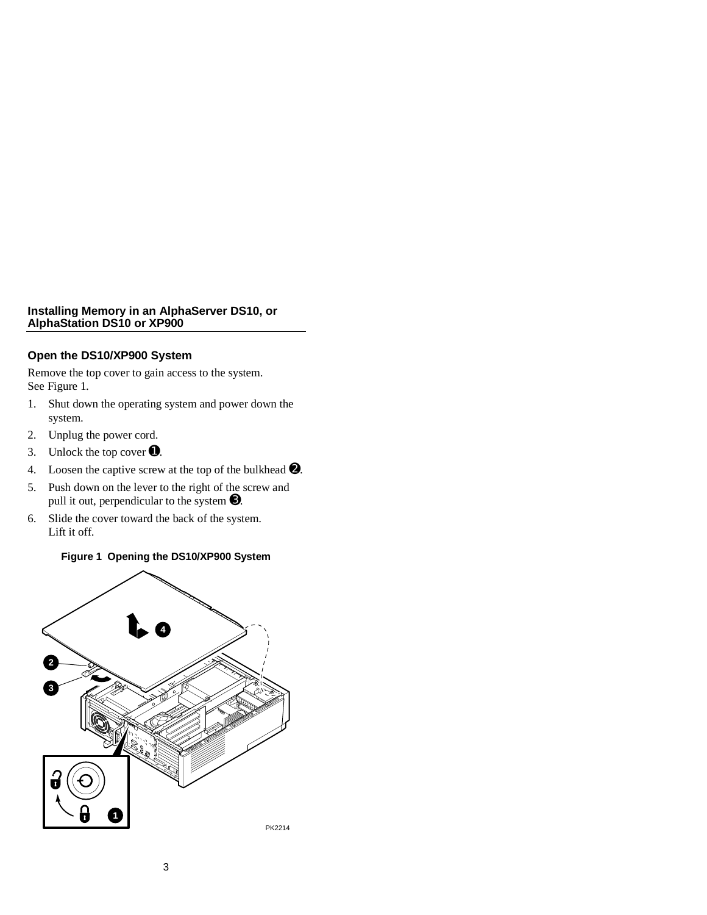## Installing Memory in an AlphaServer DS10, or AlphaStation DS10 or XP900

### Open the DS10/XP900 System

Remove the top cover to gain access to the system. See Figure 1.

1. Shut down the operating system and power down the system.
2. Unplug the power cord.
3. Unlock the top cover ➊.
4. Loosen the captive screw at the top of the bulkhead ➋.
5. Push down on the lever to the right of the screw and pull it out, perpendicular to the system ➌.
6. Slide the cover toward the back of the system. Lift it off.

**Figure 1 Opening the DS10/XP900 System**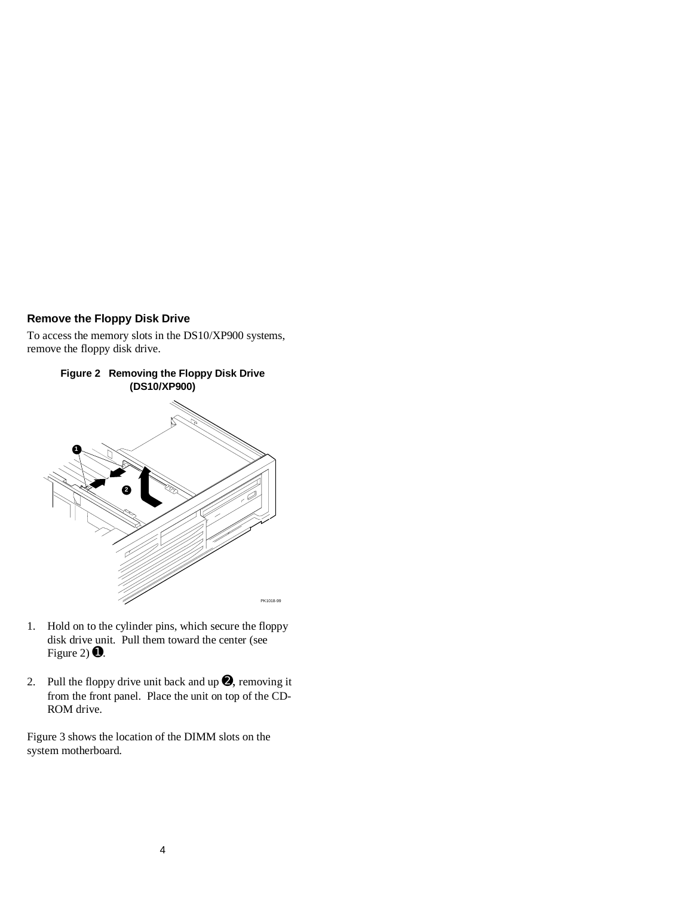## Remove the Floppy Disk Drive

To access the memory slots in the DS10/XP900 systems, remove the floppy disk drive.

**Figure 2 Removing the Floppy Disk Drive (DS10/XP900)**

1. Hold on to the cylinder pins, which secure the floppy disk drive unit. Pull them toward the center (see Figure 2) ❶.

2. Pull the floppy drive unit back and up ❷, removing it from the front panel. Place the unit on top of the CD-ROM drive.

Figure 3 shows the location of the DIMM slots on the system motherboard.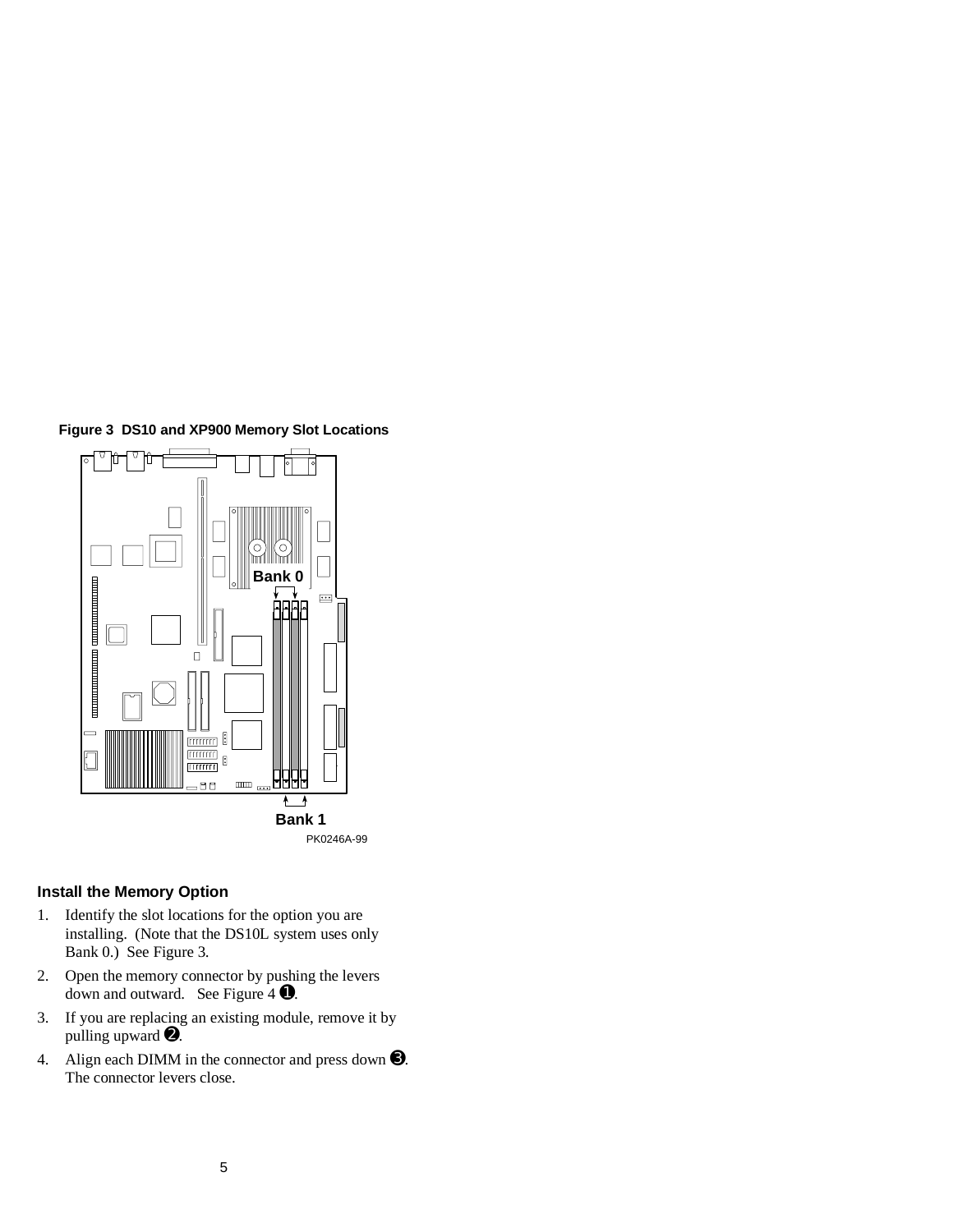**Figure 3 DS10 and XP900 Memory Slot Locations**

Bank 0

Bank 1

PK0246A-99

### Install the Memory Option

1. Identify the slot locations for the option you are installing. (Note that the DS10L system uses only Bank 0.) See Figure 3.
2. Open the memory connector by pushing the levers down and outward. See Figure 4 ❶.
3. If you are replacing an existing module, remove it by pulling upward ❷.
4. Align each DIMM in the connector and press down ❸. The connector levers close.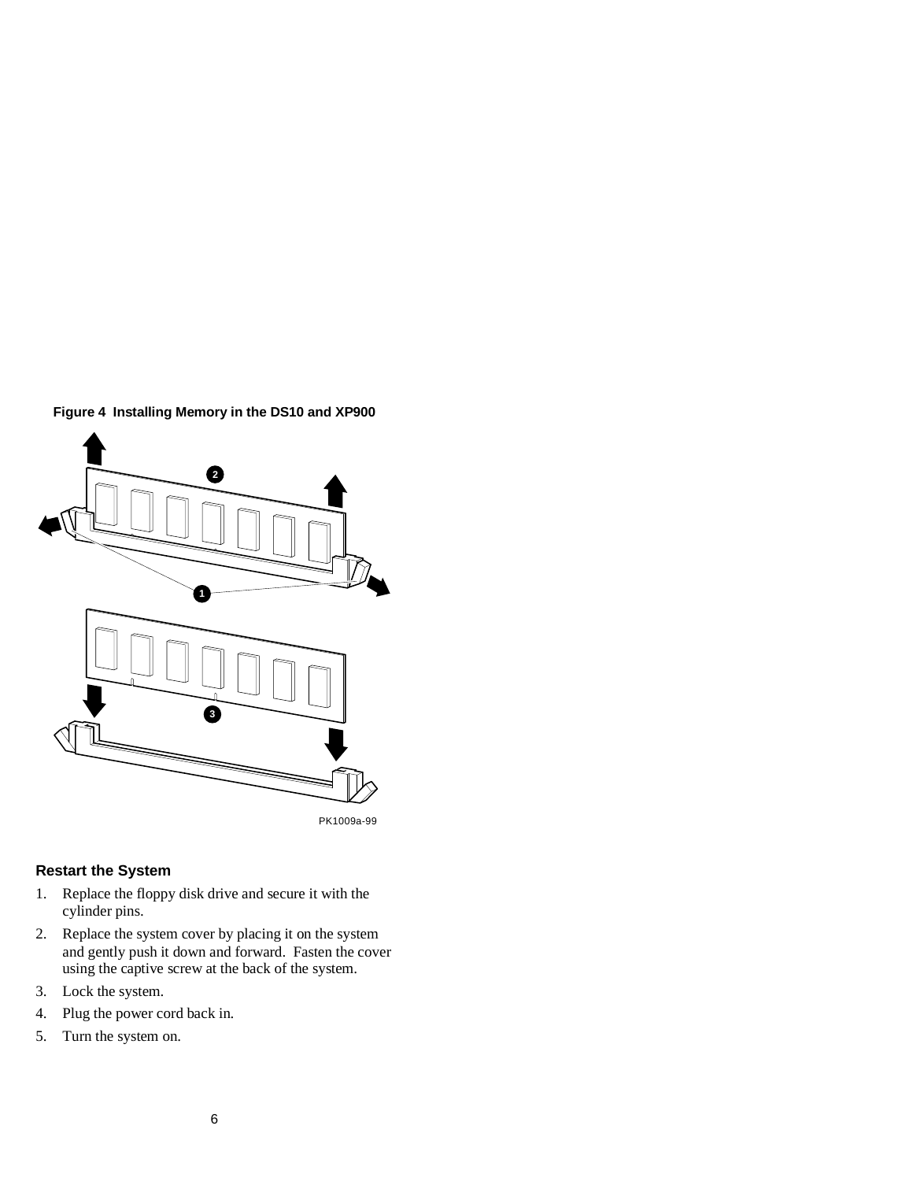**Figure 4 Installing Memory in the DS10 and XP900**

## Restart the System

1. Replace the floppy disk drive and secure it with the cylinder pins.
2. Replace the system cover by placing it on the system and gently push it down and forward. Fasten the cover using the captive screw at the back of the system.
3. Lock the system.
4. Plug the power cord back in.
5. Turn the system on.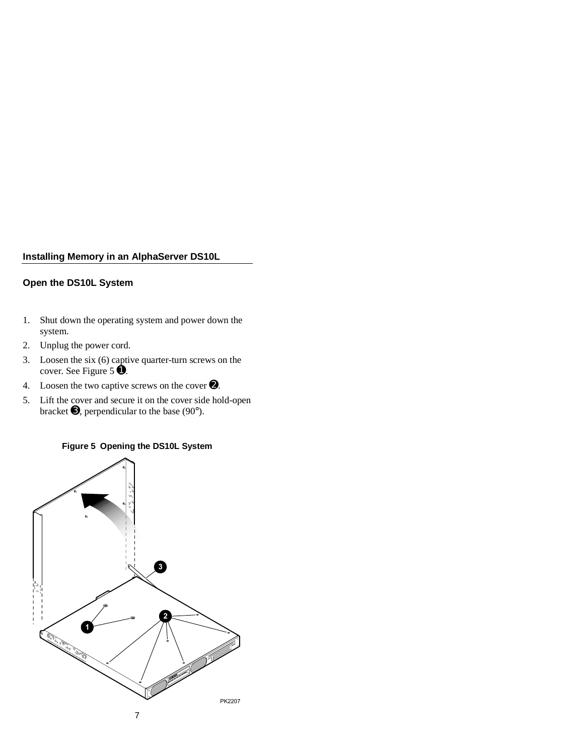## Installing Memory in an AlphaServer DS10L

### Open the DS10L System

1. Shut down the operating system and power down the system.
2. Unplug the power cord.
3. Loosen the six (6) captive quarter-turn screws on the cover. See Figure 5 ❶.
4. Loosen the two captive screws on the cover ❷.
5. Lift the cover and secure it on the cover side hold-open bracket ❸, perpendicular to the base (90°).

**Figure 5 Opening the DS10L System**

PK2207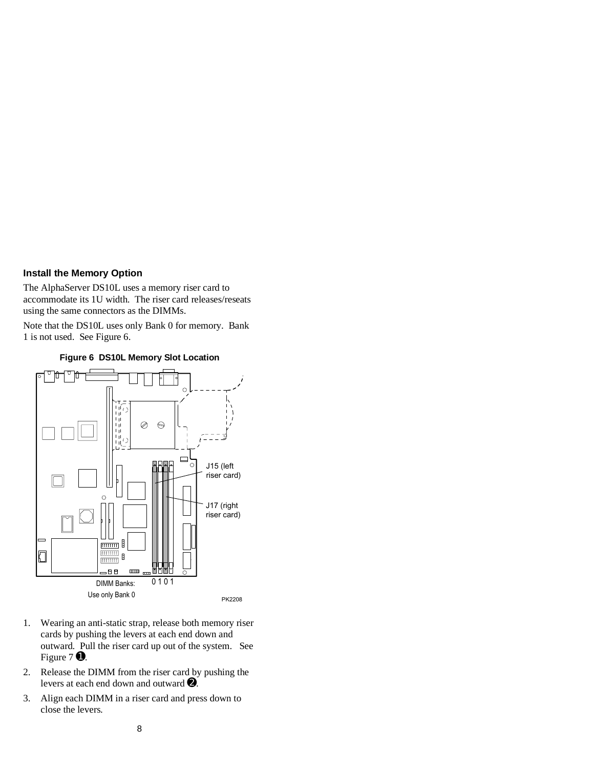### Install the Memory Option

The AlphaServer DS10L uses a memory riser card to accommodate its 1U width. The riser card releases/reseats using the same connectors as the DIMMs.

Note that the DS10L uses only Bank 0 for memory. Bank 1 is not used. See Figure 6.

**Figure 6 DS10L Memory Slot Location**

J15 (left riser card)

J17 (right riser card)

DIMM Banks: 0 1 0 1

Use only Bank 0

PK2208

1. Wearing an anti-static strap, release both memory riser cards by pushing the levers at each end down and outward. Pull the riser card up out of the system. See Figure 7 ❶.
2. Release the DIMM from the riser card by pushing the levers at each end down and outward ❷.
3. Align each DIMM in a riser card and press down to close the levers.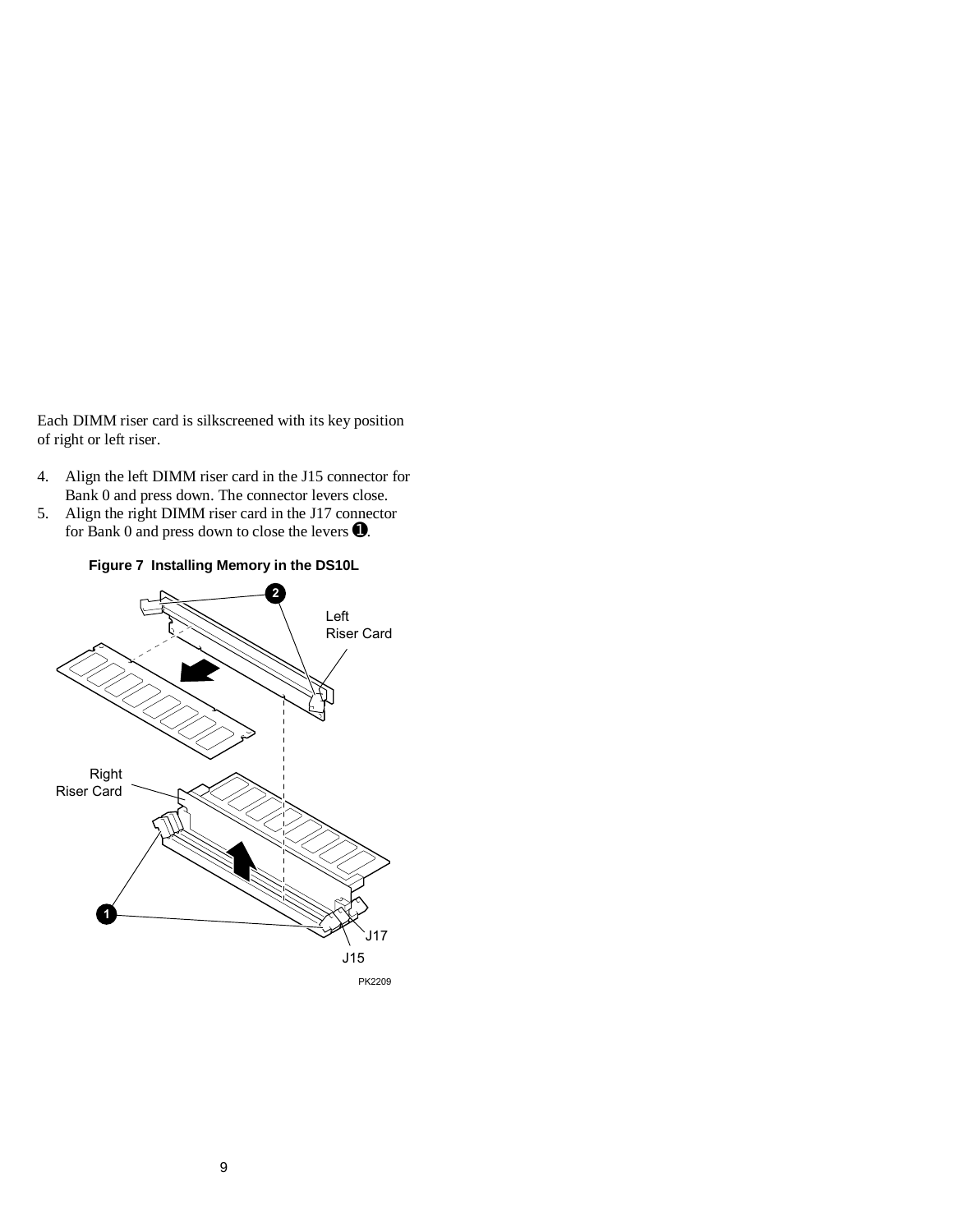Each DIMM riser card is silkscreened with its key position of right or left riser.

4. Align the left DIMM riser card in the J15 connector for Bank 0 and press down. The connector levers close.
5. Align the right DIMM riser card in the J17 connector for Bank 0 and press down to close the levers ❶.

**Figure 7 Installing Memory in the DS10L**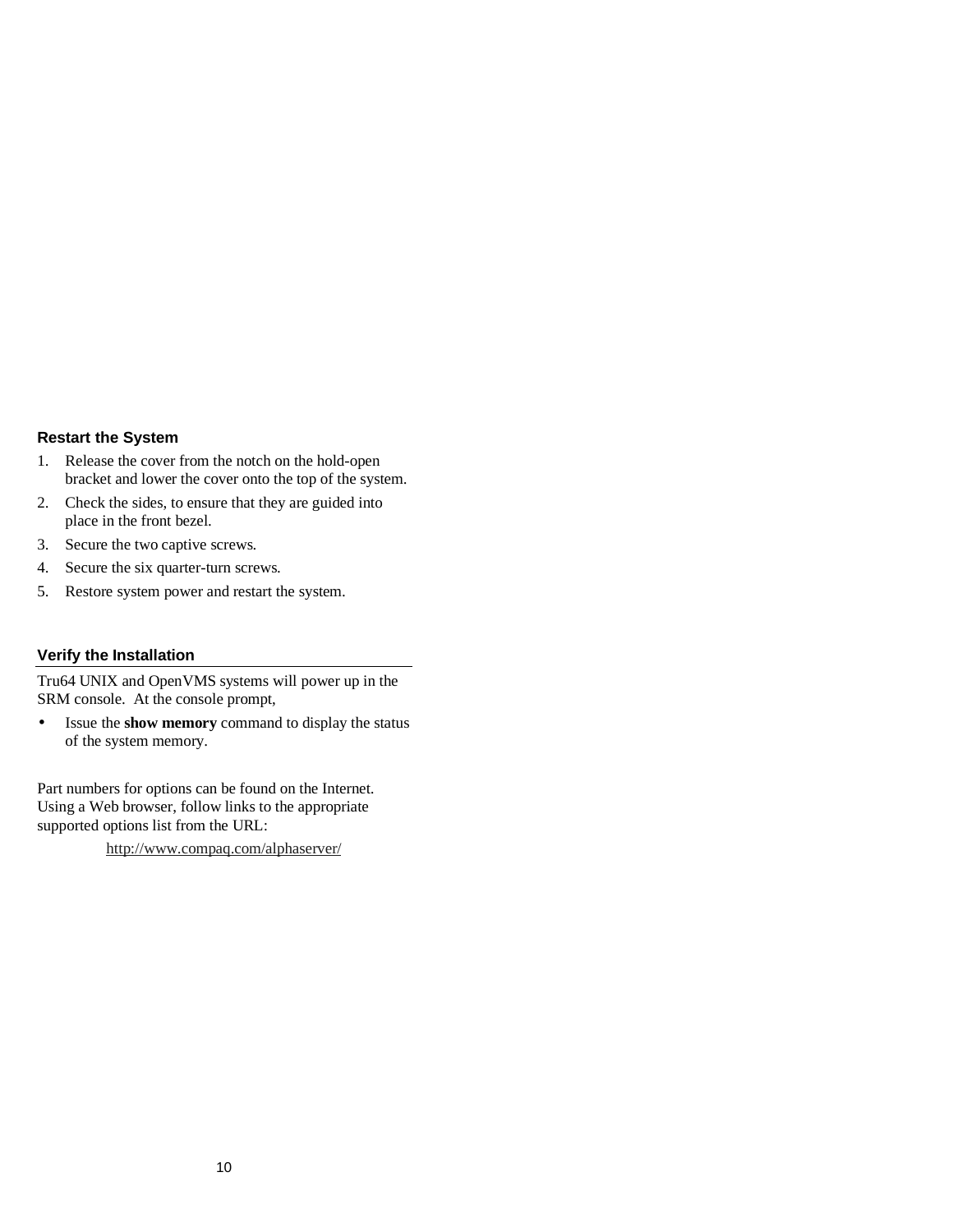### Restart the System

1. Release the cover from the notch on the hold-open bracket and lower the cover onto the top of the system.
2. Check the sides, to ensure that they are guided into place in the front bezel.
3. Secure the two captive screws.
4. Secure the six quarter-turn screws.
5. Restore system power and restart the system.

### Verify the Installation

Tru64 UNIX and OpenVMS systems will power up in the SRM console. At the console prompt,

- Issue the **show memory** command to display the status of the system memory.

Part numbers for options can be found on the Internet. Using a Web browser, follow links to the appropriate supported options list from the URL:

http://www.compaq.com/alphaserver/